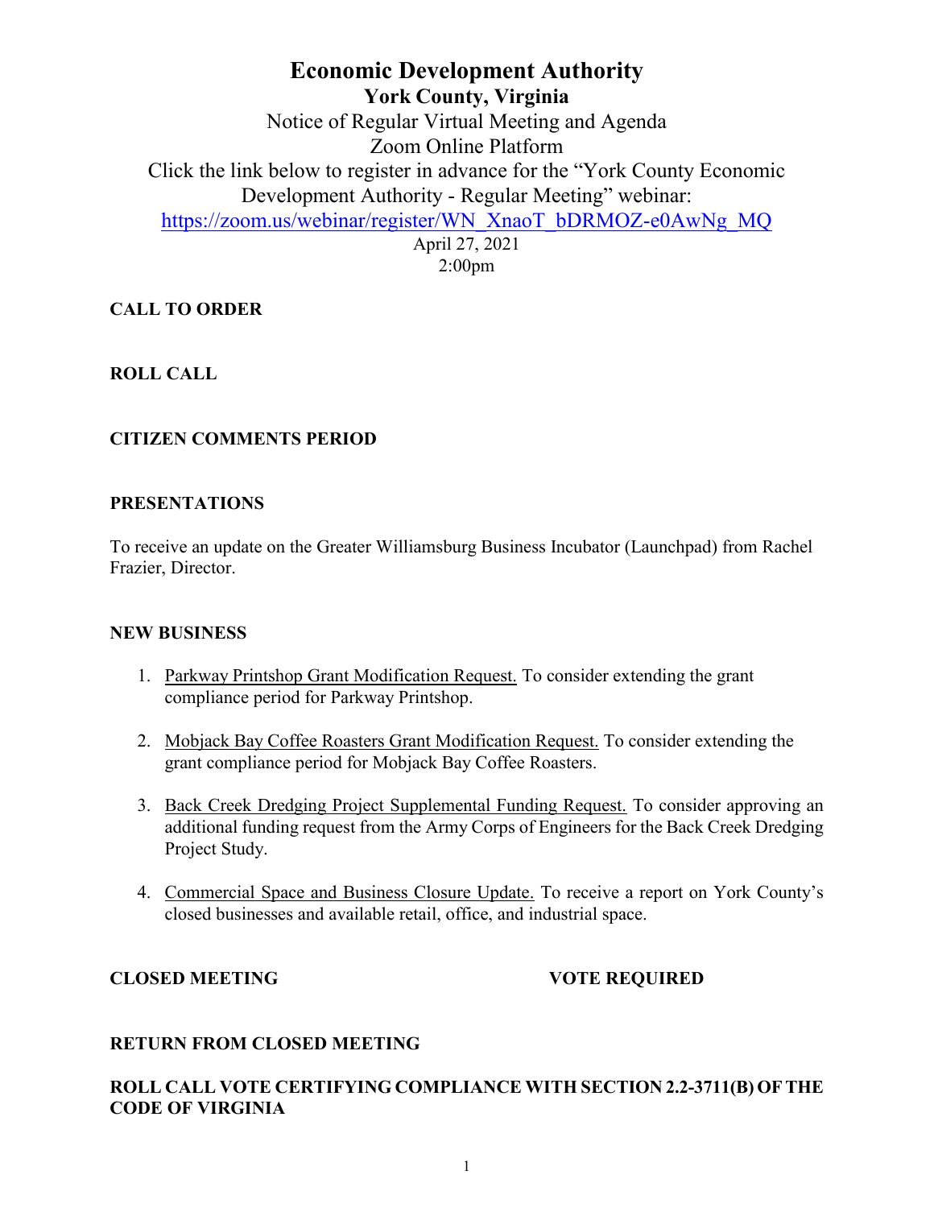# Economic Development Authority

## York County, Virginia

Notice of Regular Virtual Meeting and Agenda
Zoom Online Platform
Click the link below to register in advance for the "York County Economic Development Authority - Regular Meeting" webinar:
https://zoom.us/webinar/register/WN_XnaoT_bDRMOZ-e0AwNg_MQ
April 27, 2021
2:00pm

**CALL TO ORDER**

**ROLL CALL**

**CITIZEN COMMENTS PERIOD**

**PRESENTATIONS**

To receive an update on the Greater Williamsburg Business Incubator (Launchpad) from Rachel Frazier, Director.

**NEW BUSINESS**

1. Parkway Printshop Grant Modification Request. To consider extending the grant compliance period for Parkway Printshop.
2. Mobjack Bay Coffee Roasters Grant Modification Request. To consider extending the grant compliance period for Mobjack Bay Coffee Roasters.
3. Back Creek Dredging Project Supplemental Funding Request. To consider approving an additional funding request from the Army Corps of Engineers for the Back Creek Dredging Project Study.
4. Commercial Space and Business Closure Update. To receive a report on York County's closed businesses and available retail, office, and industrial space.

**CLOSED MEETING** **VOTE REQUIRED**

**RETURN FROM CLOSED MEETING**

**ROLL CALL VOTE CERTIFYING COMPLIANCE WITH SECTION 2.2-3711(B) OF THE CODE OF VIRGINIA**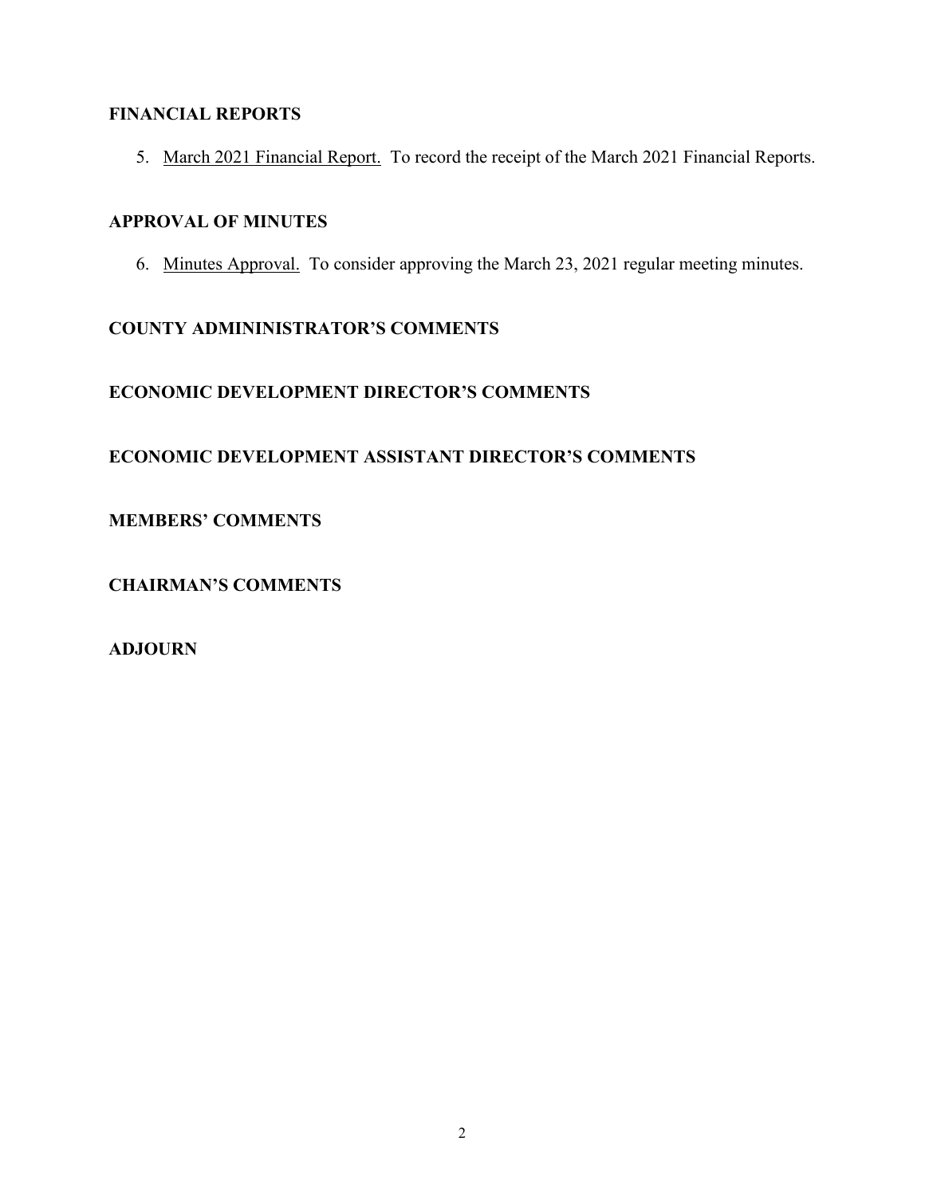## FINANCIAL REPORTS

5. March 2021 Financial Report. To record the receipt of the March 2021 Financial Reports.

## APPROVAL OF MINUTES

6. Minutes Approval. To consider approving the March 23, 2021 regular meeting minutes.

## COUNTY ADMINNINISTRATOR'S COMMENTS

## ECONOMIC DEVELOPMENT DIRECTOR'S COMMENTS

## ECONOMIC DEVELOPMENT ASSISTANT DIRECTOR'S COMMENTS

## MEMBERS' COMMENTS

## CHAIRMAN'S COMMENTS

## ADJOURN